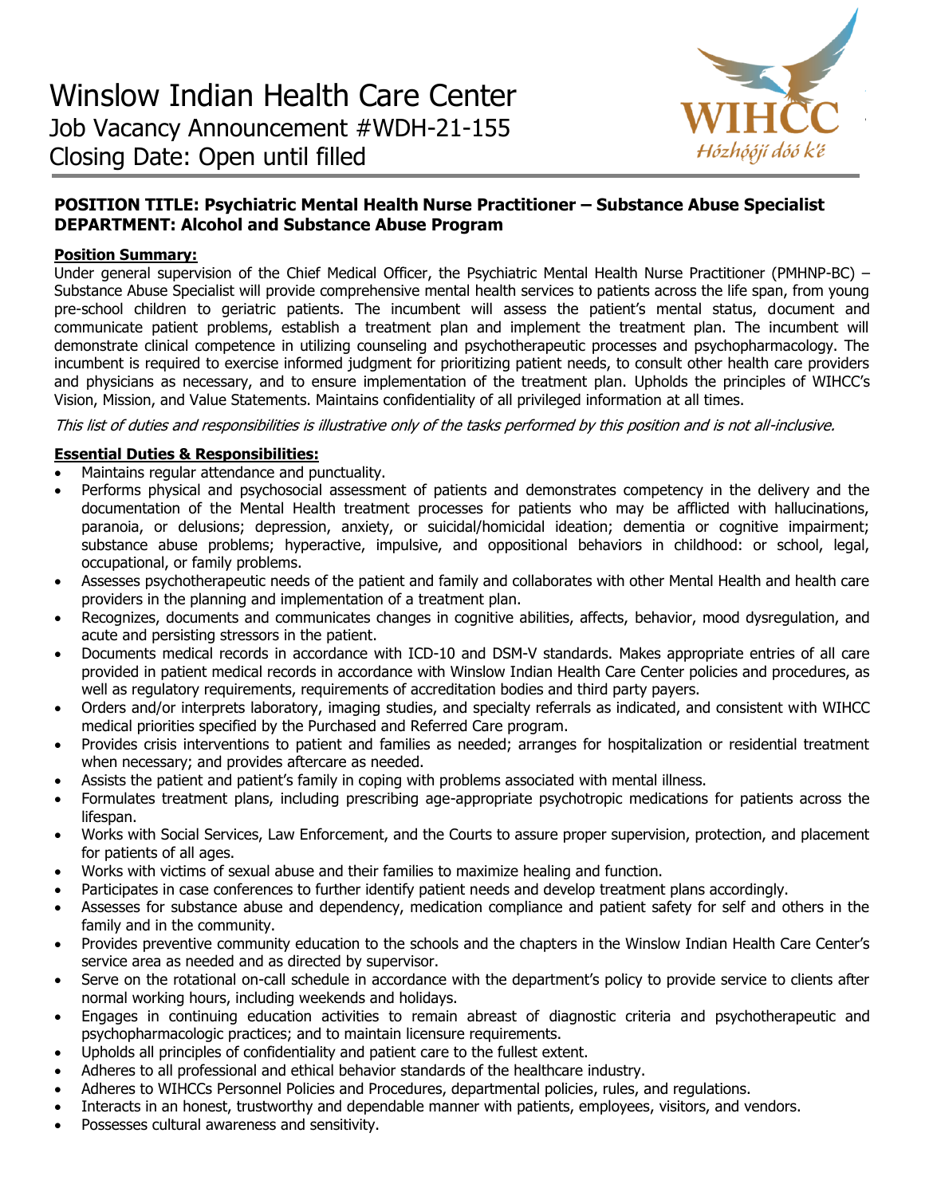# Winslow Indian Health Care Center

Job Vacancy Announcement #WDH-21-155

Closing Date: Open until filled

**POSITION TITLE: Psychiatric Mental Health Nurse Practitioner – Substance Abuse Specialist**
**DEPARTMENT: Alcohol and Substance Abuse Program**

**Position Summary:**

Under general supervision of the Chief Medical Officer, the Psychiatric Mental Health Nurse Practitioner (PMHNP-BC) – Substance Abuse Specialist will provide comprehensive mental health services to patients across the life span, from young pre-school children to geriatric patients. The incumbent will assess the patient's mental status, document and communicate patient problems, establish a treatment plan and implement the treatment plan. The incumbent will demonstrate clinical competence in utilizing counseling and psychotherapeutic processes and psychopharmacology. The incumbent is required to exercise informed judgment for prioritizing patient needs, to consult other health care providers and physicians as necessary, and to ensure implementation of the treatment plan. Upholds the principles of WIHCC's Vision, Mission, and Value Statements. Maintains confidentiality of all privileged information at all times.

*This list of duties and responsibilities is illustrative only of the tasks performed by this position and is not all-inclusive.*

**Essential Duties & Responsibilities:**

- Maintains regular attendance and punctuality.
- Performs physical and psychosocial assessment of patients and demonstrates competency in the delivery and the documentation of the Mental Health treatment processes for patients who may be afflicted with hallucinations, paranoia, or delusions; depression, anxiety, or suicidal/homicidal ideation; dementia or cognitive impairment; substance abuse problems; hyperactive, impulsive, and oppositional behaviors in childhood: or school, legal, occupational, or family problems.
- Assesses psychotherapeutic needs of the patient and family and collaborates with other Mental Health and health care providers in the planning and implementation of a treatment plan.
- Recognizes, documents and communicates changes in cognitive abilities, affects, behavior, mood dysregulation, and acute and persisting stressors in the patient.
- Documents medical records in accordance with ICD-10 and DSM-V standards. Makes appropriate entries of all care provided in patient medical records in accordance with Winslow Indian Health Care Center policies and procedures, as well as regulatory requirements, requirements of accreditation bodies and third party payers.
- Orders and/or interprets laboratory, imaging studies, and specialty referrals as indicated, and consistent with WIHCC medical priorities specified by the Purchased and Referred Care program.
- Provides crisis interventions to patient and families as needed; arranges for hospitalization or residential treatment when necessary; and provides aftercare as needed.
- Assists the patient and patient's family in coping with problems associated with mental illness.
- Formulates treatment plans, including prescribing age-appropriate psychotropic medications for patients across the lifespan.
- Works with Social Services, Law Enforcement, and the Courts to assure proper supervision, protection, and placement for patients of all ages.
- Works with victims of sexual abuse and their families to maximize healing and function.
- Participates in case conferences to further identify patient needs and develop treatment plans accordingly.
- Assesses for substance abuse and dependency, medication compliance and patient safety for self and others in the family and in the community.
- Provides preventive community education to the schools and the chapters in the Winslow Indian Health Care Center's service area as needed and as directed by supervisor.
- Serve on the rotational on-call schedule in accordance with the department's policy to provide service to clients after normal working hours, including weekends and holidays.
- Engages in continuing education activities to remain abreast of diagnostic criteria and psychotherapeutic and psychopharmacologic practices; and to maintain licensure requirements.
- Upholds all principles of confidentiality and patient care to the fullest extent.
- Adheres to all professional and ethical behavior standards of the healthcare industry.
- Adheres to WIHCCs Personnel Policies and Procedures, departmental policies, rules, and regulations.
- Interacts in an honest, trustworthy and dependable manner with patients, employees, visitors, and vendors.
- Possesses cultural awareness and sensitivity.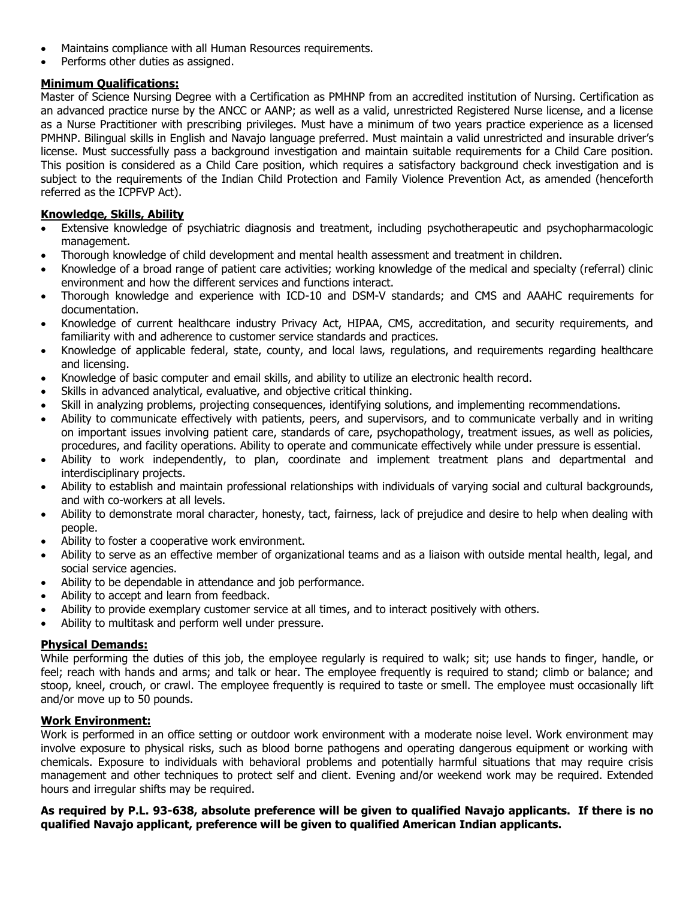- Maintains compliance with all Human Resources requirements.
- Performs other duties as assigned.

**Minimum Qualifications:**

Master of Science Nursing Degree with a Certification as PMHNP from an accredited institution of Nursing. Certification as an advanced practice nurse by the ANCC or AANP; as well as a valid, unrestricted Registered Nurse license, and a license as a Nurse Practitioner with prescribing privileges. Must have a minimum of two years practice experience as a licensed PMHNP. Bilingual skills in English and Navajo language preferred. Must maintain a valid unrestricted and insurable driver's license. Must successfully pass a background investigation and maintain suitable requirements for a Child Care position. This position is considered as a Child Care position, which requires a satisfactory background check investigation and is subject to the requirements of the Indian Child Protection and Family Violence Prevention Act, as amended (henceforth referred as the ICPFVP Act).

**Knowledge, Skills, Ability**

- Extensive knowledge of psychiatric diagnosis and treatment, including psychotherapeutic and psychopharmacologic management.
- Thorough knowledge of child development and mental health assessment and treatment in children.
- Knowledge of a broad range of patient care activities; working knowledge of the medical and specialty (referral) clinic environment and how the different services and functions interact.
- Thorough knowledge and experience with ICD-10 and DSM-V standards; and CMS and AAAHC requirements for documentation.
- Knowledge of current healthcare industry Privacy Act, HIPAA, CMS, accreditation, and security requirements, and familiarity with and adherence to customer service standards and practices.
- Knowledge of applicable federal, state, county, and local laws, regulations, and requirements regarding healthcare and licensing.
- Knowledge of basic computer and email skills, and ability to utilize an electronic health record.
- Skills in advanced analytical, evaluative, and objective critical thinking.
- Skill in analyzing problems, projecting consequences, identifying solutions, and implementing recommendations.
- Ability to communicate effectively with patients, peers, and supervisors, and to communicate verbally and in writing on important issues involving patient care, standards of care, psychopathology, treatment issues, as well as policies, procedures, and facility operations. Ability to operate and communicate effectively while under pressure is essential.
- Ability to work independently, to plan, coordinate and implement treatment plans and departmental and interdisciplinary projects.
- Ability to establish and maintain professional relationships with individuals of varying social and cultural backgrounds, and with co-workers at all levels.
- Ability to demonstrate moral character, honesty, tact, fairness, lack of prejudice and desire to help when dealing with people.
- Ability to foster a cooperative work environment.
- Ability to serve as an effective member of organizational teams and as a liaison with outside mental health, legal, and social service agencies.
- Ability to be dependable in attendance and job performance.
- Ability to accept and learn from feedback.
- Ability to provide exemplary customer service at all times, and to interact positively with others.
- Ability to multitask and perform well under pressure.

**Physical Demands:**

While performing the duties of this job, the employee regularly is required to walk; sit; use hands to finger, handle, or feel; reach with hands and arms; and talk or hear. The employee frequently is required to stand; climb or balance; and stoop, kneel, crouch, or crawl. The employee frequently is required to taste or smell. The employee must occasionally lift and/or move up to 50 pounds.

**Work Environment:**

Work is performed in an office setting or outdoor work environment with a moderate noise level. Work environment may involve exposure to physical risks, such as blood borne pathogens and operating dangerous equipment or working with chemicals. Exposure to individuals with behavioral problems and potentially harmful situations that may require crisis management and other techniques to protect self and client. Evening and/or weekend work may be required. Extended hours and irregular shifts may be required.

**As required by P.L. 93-638, absolute preference will be given to qualified Navajo applicants. If there is no qualified Navajo applicant, preference will be given to qualified American Indian applicants.**